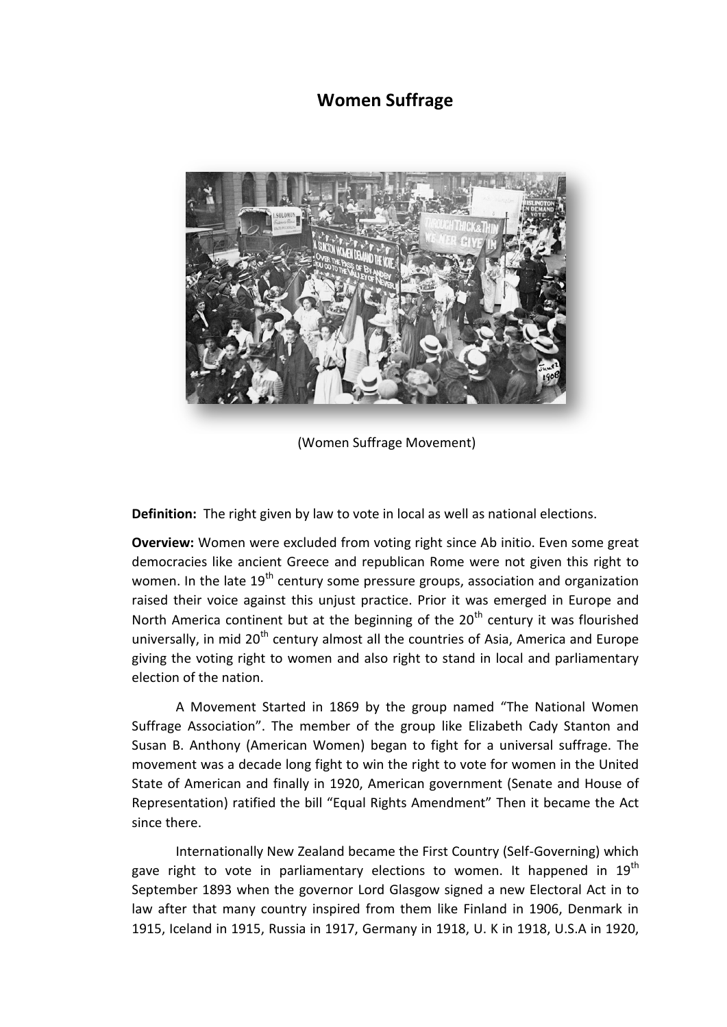# Women Suffrage

(Women Suffrage Movement)

**Definition:** The right given by law to vote in local as well as national elections.

**Overview:** Women were excluded from voting right since Ab initio. Even some great democracies like ancient Greece and republican Rome were not given this right to women. In the late 19th century some pressure groups, association and organization raised their voice against this unjust practice. Prior it was emerged in Europe and North America continent but at the beginning of the 20th century it was flourished universally, in mid 20th century almost all the countries of Asia, America and Europe giving the voting right to women and also right to stand in local and parliamentary election of the nation.

A Movement Started in 1869 by the group named "The National Women Suffrage Association". The member of the group like Elizabeth Cady Stanton and Susan B. Anthony (American Women) began to fight for a universal suffrage. The movement was a decade long fight to win the right to vote for women in the United State of American and finally in 1920, American government (Senate and House of Representation) ratified the bill "Equal Rights Amendment" Then it became the Act since there.

Internationally New Zealand became the First Country (Self-Governing) which gave right to vote in parliamentary elections to women. It happened in 19th September 1893 when the governor Lord Glasgow signed a new Electoral Act in to law after that many country inspired from them like Finland in 1906, Denmark in 1915, Iceland in 1915, Russia in 1917, Germany in 1918, U. K in 1918, U.S.A in 1920,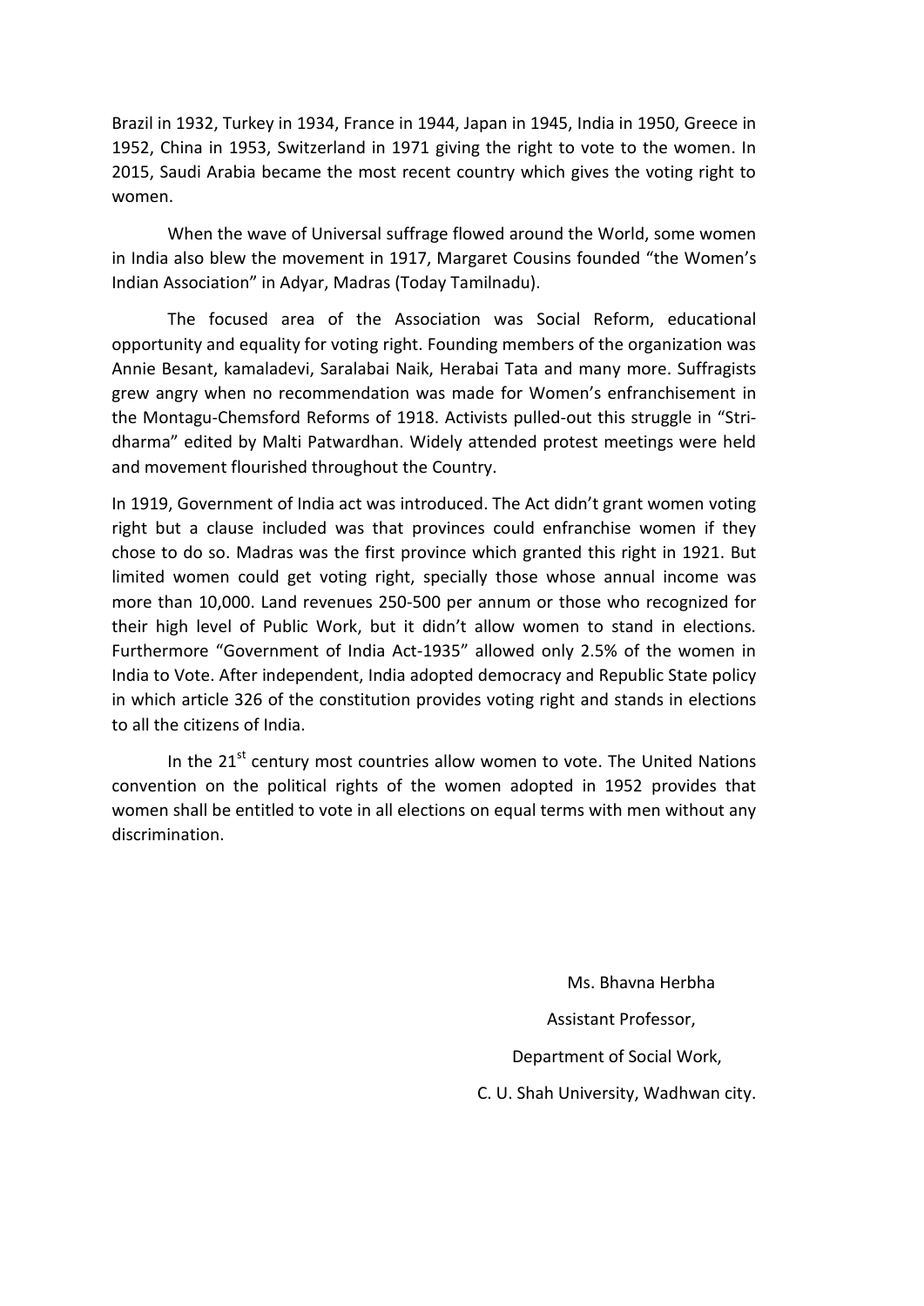Brazil in 1932, Turkey in 1934, France in 1944, Japan in 1945, India in 1950, Greece in 1952, China in 1953, Switzerland in 1971 giving the right to vote to the women. In 2015, Saudi Arabia became the most recent country which gives the voting right to women.

When the wave of Universal suffrage flowed around the World, some women in India also blew the movement in 1917, Margaret Cousins founded "the Women's Indian Association" in Adyar, Madras (Today Tamilnadu).

The focused area of the Association was Social Reform, educational opportunity and equality for voting right. Founding members of the organization was Annie Besant, kamaladevi, Saralabai Naik, Herabai Tata and many more. Suffragists grew angry when no recommendation was made for Women's enfranchisement in the Montagu-Chemsford Reforms of 1918. Activists pulled-out this struggle in "Stri-dharma" edited by Malti Patwardhan. Widely attended protest meetings were held and movement flourished throughout the Country.

In 1919, Government of India act was introduced. The Act didn't grant women voting right but a clause included was that provinces could enfranchise women if they chose to do so. Madras was the first province which granted this right in 1921. But limited women could get voting right, specially those whose annual income was more than 10,000. Land revenues 250-500 per annum or those who recognized for their high level of Public Work, but it didn't allow women to stand in elections. Furthermore "Government of India Act-1935" allowed only 2.5% of the women in India to Vote. After independent, India adopted democracy and Republic State policy in which article 326 of the constitution provides voting right and stands in elections to all the citizens of India.

In the 21st century most countries allow women to vote. The United Nations convention on the political rights of the women adopted in 1952 provides that women shall be entitled to vote in all elections on equal terms with men without any discrimination.

Ms. Bhavna Herbha

Assistant Professor,

Department of Social Work,

C. U. Shah University, Wadhwan city.